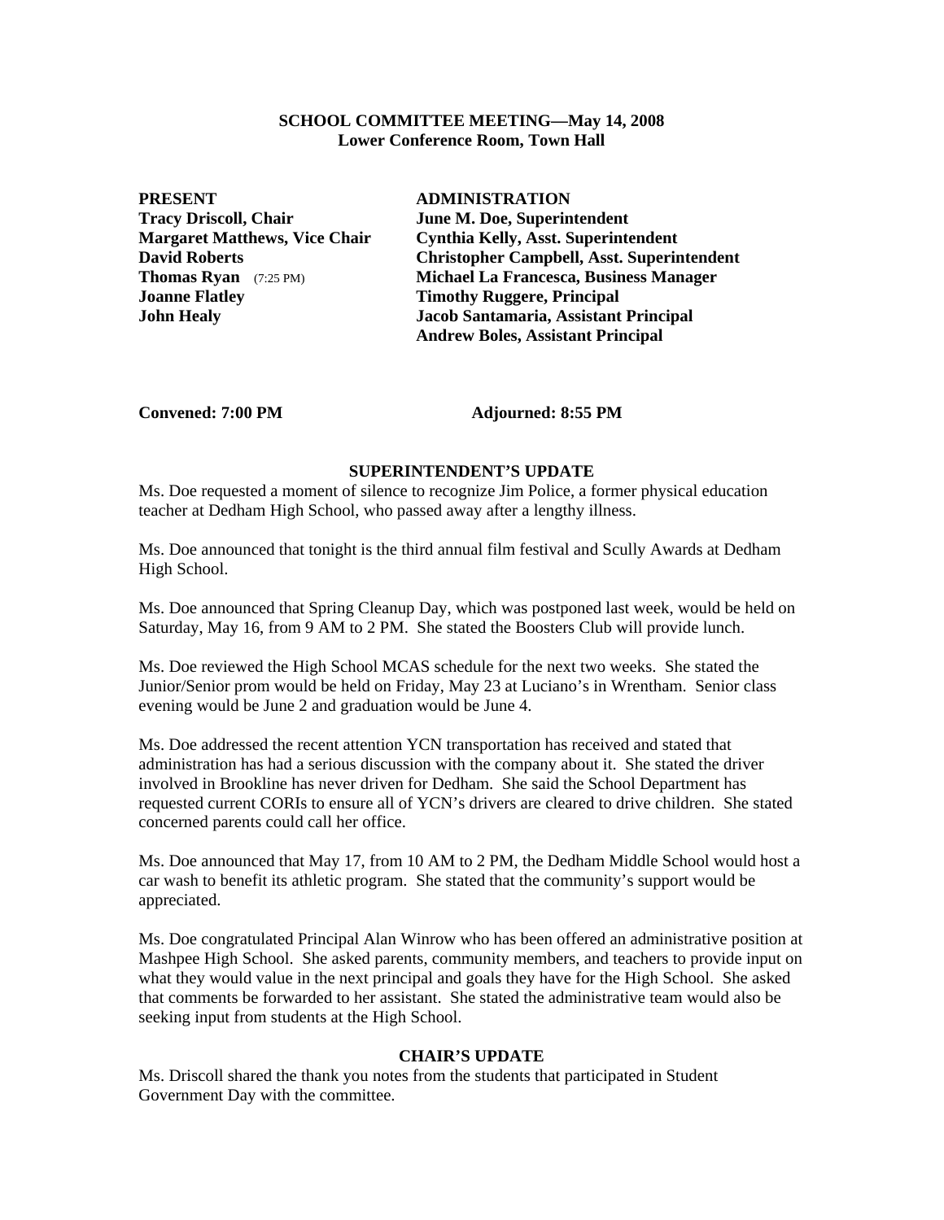**SCHOOL COMMITTEE MEETING—May 14, 2008**
**Lower Conference Room, Town Hall**

| PRESENT | ADMINISTRATION |
|---|---|
| **Tracy Driscoll, Chair** | **June M. Doe, Superintendent** |
| **Margaret Matthews, Vice Chair** | **Cynthia Kelly, Asst. Superintendent** |
| **David Roberts** | **Christopher Campbell, Asst. Superintendent** |
| **Thomas Ryan** (7:25 PM) | **Michael La Francesca, Business Manager** |
| **Joanne Flatley** | **Timothy Ruggere, Principal** |
| **John Healy** | **Jacob Santamaria, Assistant Principal** |
| | **Andrew Boles, Assistant Principal** |

**Convened: 7:00 PM** **Adjourned: 8:55 PM**

## SUPERINTENDENT'S UPDATE

Ms. Doe requested a moment of silence to recognize Jim Police, a former physical education teacher at Dedham High School, who passed away after a lengthy illness.

Ms. Doe announced that tonight is the third annual film festival and Scully Awards at Dedham High School.

Ms. Doe announced that Spring Cleanup Day, which was postponed last week, would be held on Saturday, May 16, from 9 AM to 2 PM. She stated the Boosters Club will provide lunch.

Ms. Doe reviewed the High School MCAS schedule for the next two weeks. She stated the Junior/Senior prom would be held on Friday, May 23 at Luciano's in Wrentham. Senior class evening would be June 2 and graduation would be June 4.

Ms. Doe addressed the recent attention YCN transportation has received and stated that administration has had a serious discussion with the company about it. She stated the driver involved in Brookline has never driven for Dedham. She said the School Department has requested current CORIs to ensure all of YCN's drivers are cleared to drive children. She stated concerned parents could call her office.

Ms. Doe announced that May 17, from 10 AM to 2 PM, the Dedham Middle School would host a car wash to benefit its athletic program. She stated that the community's support would be appreciated.

Ms. Doe congratulated Principal Alan Winrow who has been offered an administrative position at Mashpee High School. She asked parents, community members, and teachers to provide input on what they would value in the next principal and goals they have for the High School. She asked that comments be forwarded to her assistant. She stated the administrative team would also be seeking input from students at the High School.

## CHAIR'S UPDATE

Ms. Driscoll shared the thank you notes from the students that participated in Student Government Day with the committee.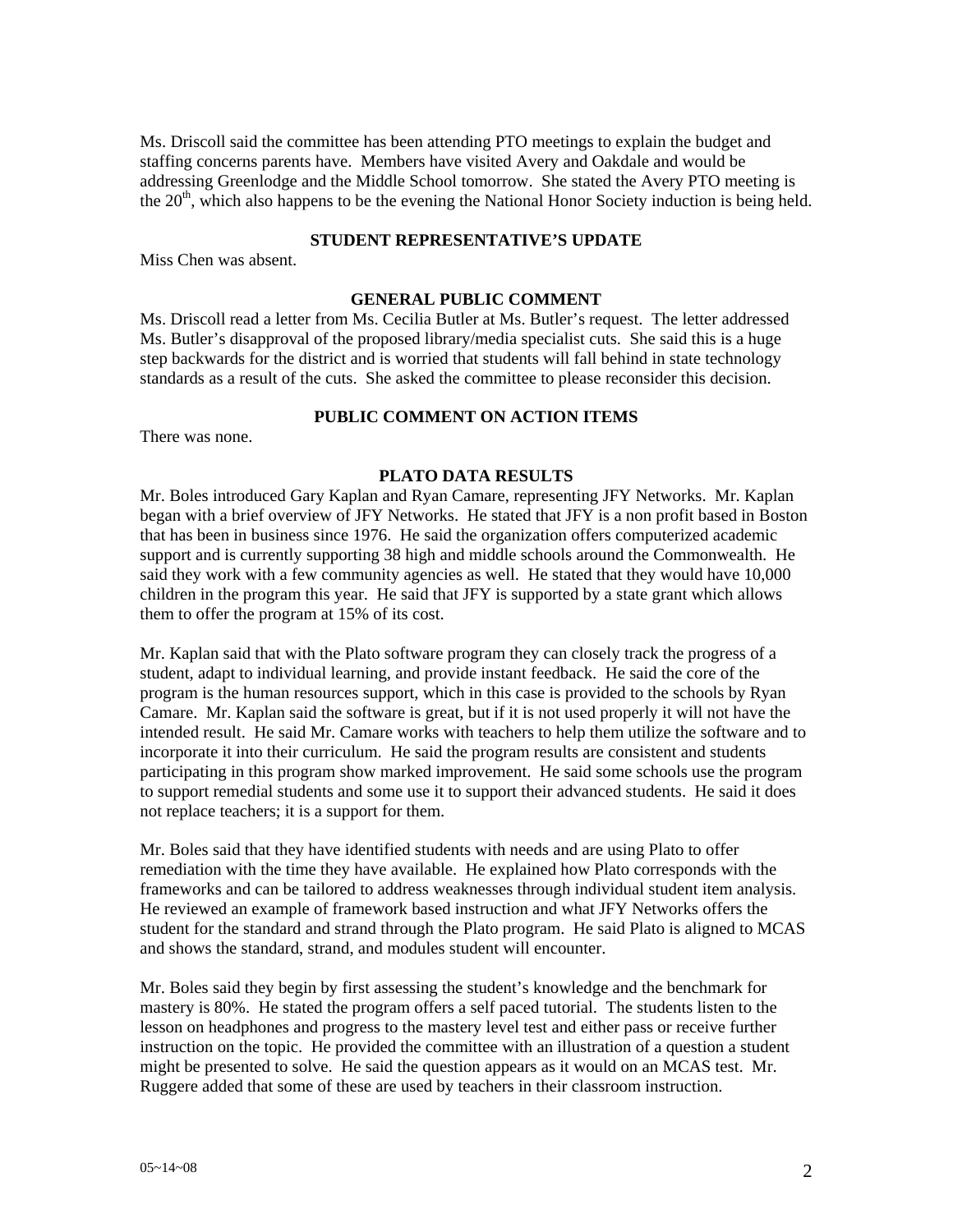Ms. Driscoll said the committee has been attending PTO meetings to explain the budget and staffing concerns parents have. Members have visited Avery and Oakdale and would be addressing Greenlodge and the Middle School tomorrow. She stated the Avery PTO meeting is the 20th, which also happens to be the evening the National Honor Society induction is being held.

**STUDENT REPRESENTATIVE'S UPDATE**

Miss Chen was absent.

**GENERAL PUBLIC COMMENT**

Ms. Driscoll read a letter from Ms. Cecilia Butler at Ms. Butler's request. The letter addressed Ms. Butler's disapproval of the proposed library/media specialist cuts. She said this is a huge step backwards for the district and is worried that students will fall behind in state technology standards as a result of the cuts. She asked the committee to please reconsider this decision.

**PUBLIC COMMENT ON ACTION ITEMS**

There was none.

**PLATO DATA RESULTS**

Mr. Boles introduced Gary Kaplan and Ryan Camare, representing JFY Networks. Mr. Kaplan began with a brief overview of JFY Networks. He stated that JFY is a non profit based in Boston that has been in business since 1976. He said the organization offers computerized academic support and is currently supporting 38 high and middle schools around the Commonwealth. He said they work with a few community agencies as well. He stated that they would have 10,000 children in the program this year. He said that JFY is supported by a state grant which allows them to offer the program at 15% of its cost.

Mr. Kaplan said that with the Plato software program they can closely track the progress of a student, adapt to individual learning, and provide instant feedback. He said the core of the program is the human resources support, which in this case is provided to the schools by Ryan Camare. Mr. Kaplan said the software is great, but if it is not used properly it will not have the intended result. He said Mr. Camare works with teachers to help them utilize the software and to incorporate it into their curriculum. He said the program results are consistent and students participating in this program show marked improvement. He said some schools use the program to support remedial students and some use it to support their advanced students. He said it does not replace teachers; it is a support for them.

Mr. Boles said that they have identified students with needs and are using Plato to offer remediation with the time they have available. He explained how Plato corresponds with the frameworks and can be tailored to address weaknesses through individual student item analysis. He reviewed an example of framework based instruction and what JFY Networks offers the student for the standard and strand through the Plato program. He said Plato is aligned to MCAS and shows the standard, strand, and modules student will encounter.

Mr. Boles said they begin by first assessing the student's knowledge and the benchmark for mastery is 80%. He stated the program offers a self paced tutorial. The students listen to the lesson on headphones and progress to the mastery level test and either pass or receive further instruction on the topic. He provided the committee with an illustration of a question a student might be presented to solve. He said the question appears as it would on an MCAS test. Mr. Ruggere added that some of these are used by teachers in their classroom instruction.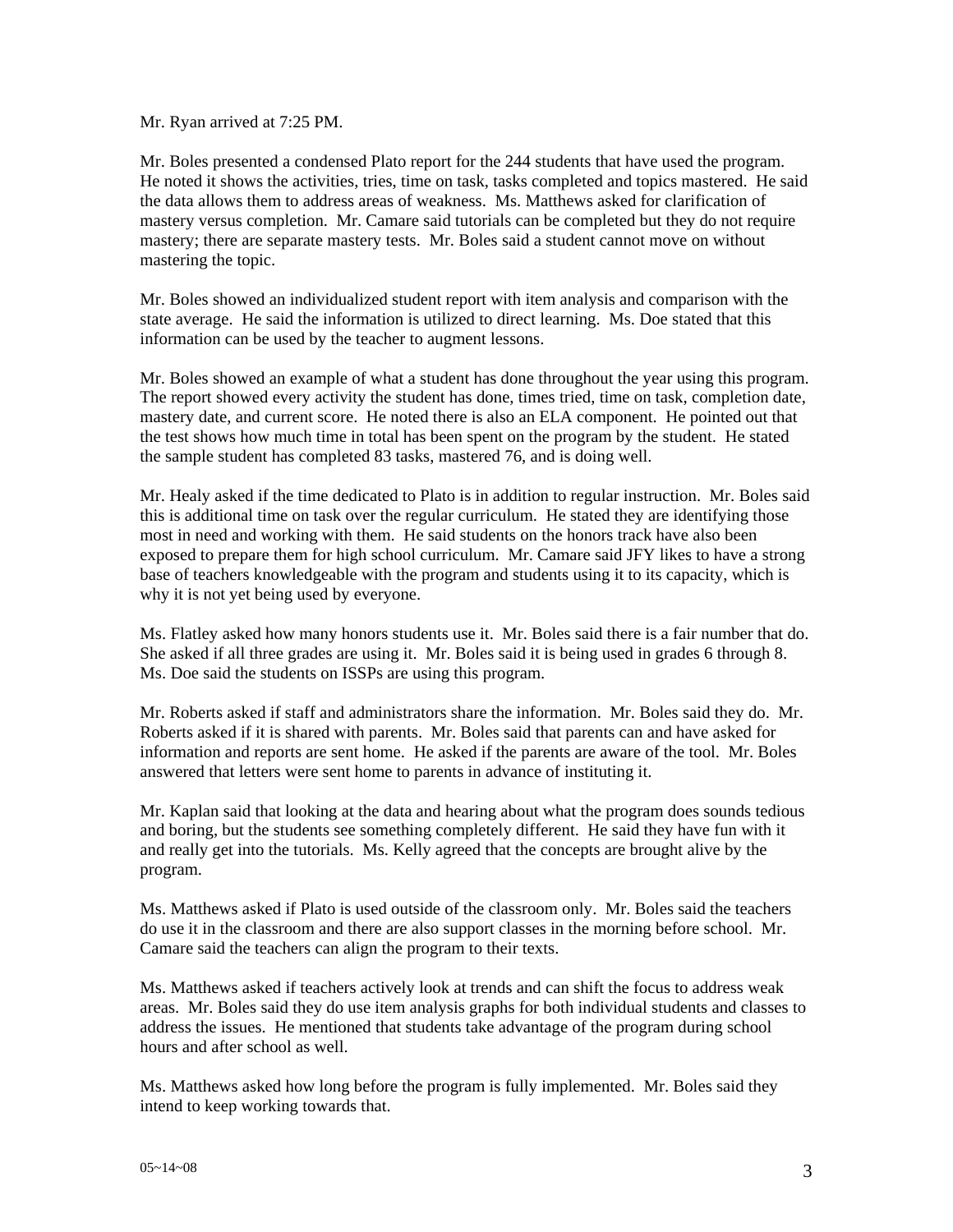Mr. Ryan arrived at 7:25 PM.

Mr. Boles presented a condensed Plato report for the 244 students that have used the program. He noted it shows the activities, tries, time on task, tasks completed and topics mastered. He said the data allows them to address areas of weakness. Ms. Matthews asked for clarification of mastery versus completion. Mr. Camare said tutorials can be completed but they do not require mastery; there are separate mastery tests. Mr. Boles said a student cannot move on without mastering the topic.

Mr. Boles showed an individualized student report with item analysis and comparison with the state average. He said the information is utilized to direct learning. Ms. Doe stated that this information can be used by the teacher to augment lessons.

Mr. Boles showed an example of what a student has done throughout the year using this program. The report showed every activity the student has done, times tried, time on task, completion date, mastery date, and current score. He noted there is also an ELA component. He pointed out that the test shows how much time in total has been spent on the program by the student. He stated the sample student has completed 83 tasks, mastered 76, and is doing well.

Mr. Healy asked if the time dedicated to Plato is in addition to regular instruction. Mr. Boles said this is additional time on task over the regular curriculum. He stated they are identifying those most in need and working with them. He said students on the honors track have also been exposed to prepare them for high school curriculum. Mr. Camare said JFY likes to have a strong base of teachers knowledgeable with the program and students using it to its capacity, which is why it is not yet being used by everyone.

Ms. Flatley asked how many honors students use it. Mr. Boles said there is a fair number that do. She asked if all three grades are using it. Mr. Boles said it is being used in grades 6 through 8. Ms. Doe said the students on ISSPs are using this program.

Mr. Roberts asked if staff and administrators share the information. Mr. Boles said they do. Mr. Roberts asked if it is shared with parents. Mr. Boles said that parents can and have asked for information and reports are sent home. He asked if the parents are aware of the tool. Mr. Boles answered that letters were sent home to parents in advance of instituting it.

Mr. Kaplan said that looking at the data and hearing about what the program does sounds tedious and boring, but the students see something completely different. He said they have fun with it and really get into the tutorials. Ms. Kelly agreed that the concepts are brought alive by the program.

Ms. Matthews asked if Plato is used outside of the classroom only. Mr. Boles said the teachers do use it in the classroom and there are also support classes in the morning before school. Mr. Camare said the teachers can align the program to their texts.

Ms. Matthews asked if teachers actively look at trends and can shift the focus to address weak areas. Mr. Boles said they do use item analysis graphs for both individual students and classes to address the issues. He mentioned that students take advantage of the program during school hours and after school as well.

Ms. Matthews asked how long before the program is fully implemented. Mr. Boles said they intend to keep working towards that.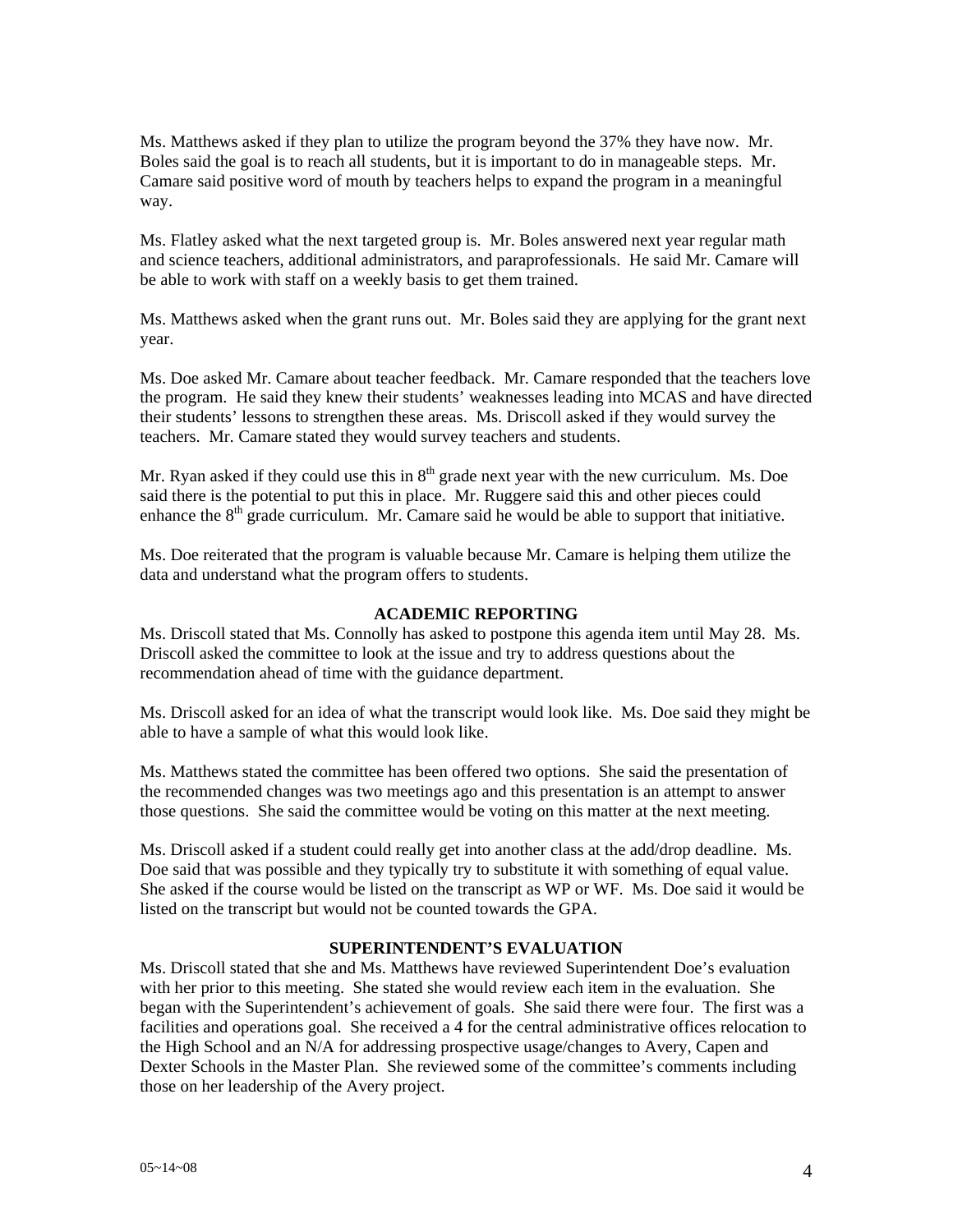Ms. Matthews asked if they plan to utilize the program beyond the 37% they have now. Mr. Boles said the goal is to reach all students, but it is important to do in manageable steps. Mr. Camare said positive word of mouth by teachers helps to expand the program in a meaningful way.

Ms. Flatley asked what the next targeted group is. Mr. Boles answered next year regular math and science teachers, additional administrators, and paraprofessionals. He said Mr. Camare will be able to work with staff on a weekly basis to get them trained.

Ms. Matthews asked when the grant runs out. Mr. Boles said they are applying for the grant next year.

Ms. Doe asked Mr. Camare about teacher feedback. Mr. Camare responded that the teachers love the program. He said they knew their students' weaknesses leading into MCAS and have directed their students' lessons to strengthen these areas. Ms. Driscoll asked if they would survey the teachers. Mr. Camare stated they would survey teachers and students.

Mr. Ryan asked if they could use this in 8th grade next year with the new curriculum. Ms. Doe said there is the potential to put this in place. Mr. Ruggere said this and other pieces could enhance the 8th grade curriculum. Mr. Camare said he would be able to support that initiative.

Ms. Doe reiterated that the program is valuable because Mr. Camare is helping them utilize the data and understand what the program offers to students.

## ACADEMIC REPORTING

Ms. Driscoll stated that Ms. Connolly has asked to postpone this agenda item until May 28. Ms. Driscoll asked the committee to look at the issue and try to address questions about the recommendation ahead of time with the guidance department.

Ms. Driscoll asked for an idea of what the transcript would look like. Ms. Doe said they might be able to have a sample of what this would look like.

Ms. Matthews stated the committee has been offered two options. She said the presentation of the recommended changes was two meetings ago and this presentation is an attempt to answer those questions. She said the committee would be voting on this matter at the next meeting.

Ms. Driscoll asked if a student could really get into another class at the add/drop deadline. Ms. Doe said that was possible and they typically try to substitute it with something of equal value. She asked if the course would be listed on the transcript as WP or WF. Ms. Doe said it would be listed on the transcript but would not be counted towards the GPA.

## SUPERINTENDENT'S EVALUATION

Ms. Driscoll stated that she and Ms. Matthews have reviewed Superintendent Doe's evaluation with her prior to this meeting. She stated she would review each item in the evaluation. She began with the Superintendent's achievement of goals. She said there were four. The first was a facilities and operations goal. She received a 4 for the central administrative offices relocation to the High School and an N/A for addressing prospective usage/changes to Avery, Capen and Dexter Schools in the Master Plan. She reviewed some of the committee's comments including those on her leadership of the Avery project.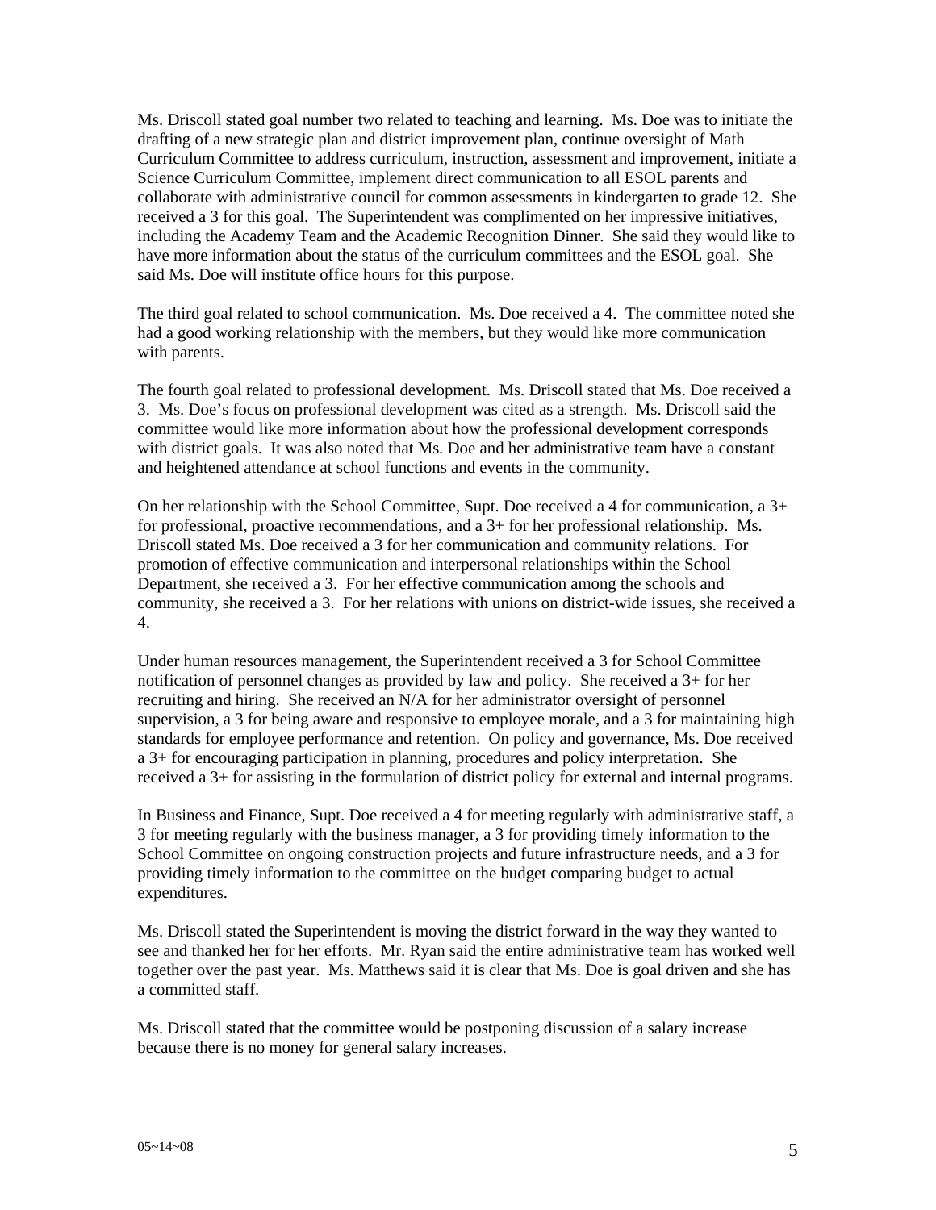Ms. Driscoll stated goal number two related to teaching and learning. Ms. Doe was to initiate the drafting of a new strategic plan and district improvement plan, continue oversight of Math Curriculum Committee to address curriculum, instruction, assessment and improvement, initiate a Science Curriculum Committee, implement direct communication to all ESOL parents and collaborate with administrative council for common assessments in kindergarten to grade 12. She received a 3 for this goal. The Superintendent was complimented on her impressive initiatives, including the Academy Team and the Academic Recognition Dinner. She said they would like to have more information about the status of the curriculum committees and the ESOL goal. She said Ms. Doe will institute office hours for this purpose.

The third goal related to school communication. Ms. Doe received a 4. The committee noted she had a good working relationship with the members, but they would like more communication with parents.

The fourth goal related to professional development. Ms. Driscoll stated that Ms. Doe received a 3. Ms. Doe's focus on professional development was cited as a strength. Ms. Driscoll said the committee would like more information about how the professional development corresponds with district goals. It was also noted that Ms. Doe and her administrative team have a constant and heightened attendance at school functions and events in the community.

On her relationship with the School Committee, Supt. Doe received a 4 for communication, a 3+ for professional, proactive recommendations, and a 3+ for her professional relationship. Ms. Driscoll stated Ms. Doe received a 3 for her communication and community relations. For promotion of effective communication and interpersonal relationships within the School Department, she received a 3. For her effective communication among the schools and community, she received a 3. For her relations with unions on district-wide issues, she received a 4.

Under human resources management, the Superintendent received a 3 for School Committee notification of personnel changes as provided by law and policy. She received a 3+ for her recruiting and hiring. She received an N/A for her administrator oversight of personnel supervision, a 3 for being aware and responsive to employee morale, and a 3 for maintaining high standards for employee performance and retention. On policy and governance, Ms. Doe received a 3+ for encouraging participation in planning, procedures and policy interpretation. She received a 3+ for assisting in the formulation of district policy for external and internal programs.

In Business and Finance, Supt. Doe received a 4 for meeting regularly with administrative staff, a 3 for meeting regularly with the business manager, a 3 for providing timely information to the School Committee on ongoing construction projects and future infrastructure needs, and a 3 for providing timely information to the committee on the budget comparing budget to actual expenditures.

Ms. Driscoll stated the Superintendent is moving the district forward in the way they wanted to see and thanked her for her efforts. Mr. Ryan said the entire administrative team has worked well together over the past year. Ms. Matthews said it is clear that Ms. Doe is goal driven and she has a committed staff.

Ms. Driscoll stated that the committee would be postponing discussion of a salary increase because there is no money for general salary increases.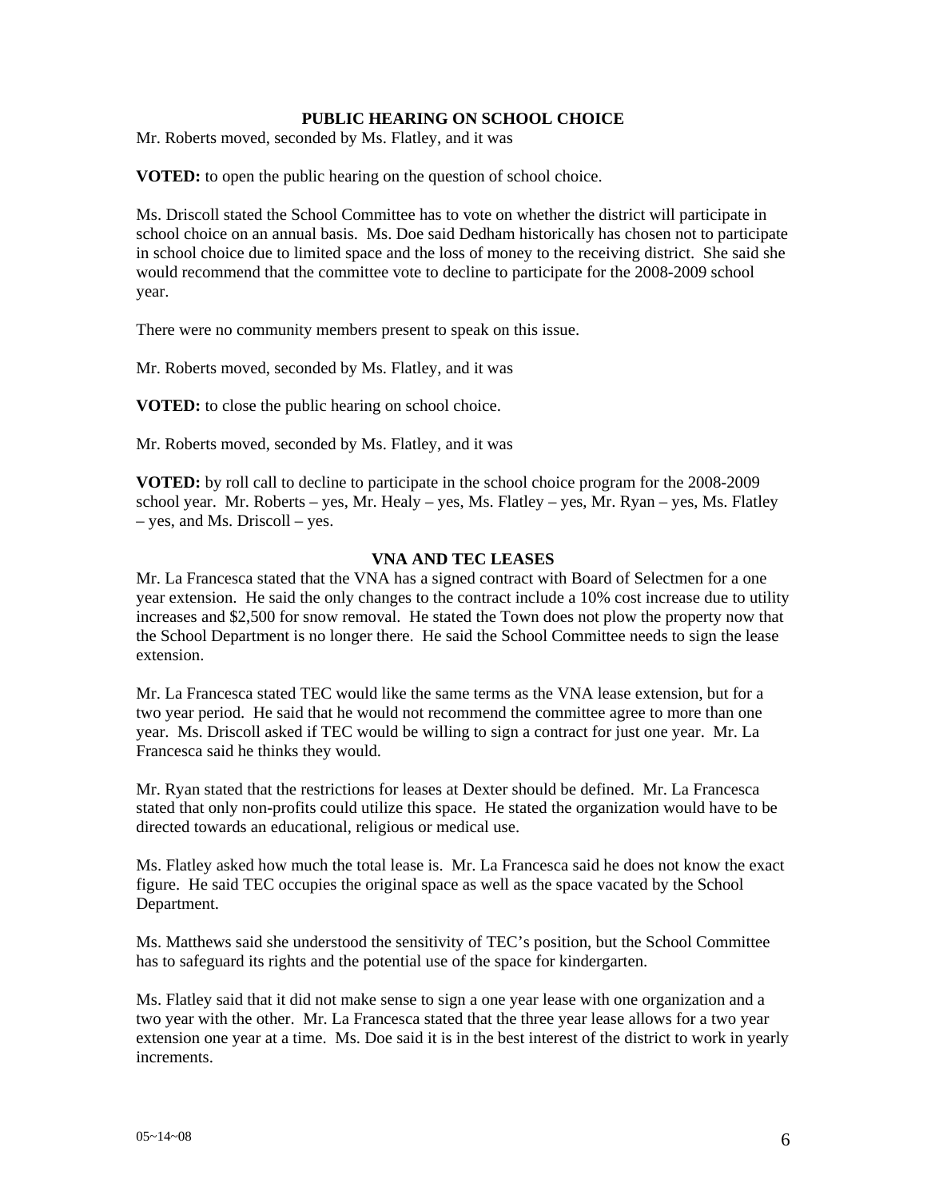## PUBLIC HEARING ON SCHOOL CHOICE

Mr. Roberts moved, seconded by Ms. Flatley, and it was

**VOTED:** to open the public hearing on the question of school choice.

Ms. Driscoll stated the School Committee has to vote on whether the district will participate in school choice on an annual basis. Ms. Doe said Dedham historically has chosen not to participate in school choice due to limited space and the loss of money to the receiving district. She said she would recommend that the committee vote to decline to participate for the 2008-2009 school year.

There were no community members present to speak on this issue.

Mr. Roberts moved, seconded by Ms. Flatley, and it was

**VOTED:** to close the public hearing on school choice.

Mr. Roberts moved, seconded by Ms. Flatley, and it was

**VOTED:** by roll call to decline to participate in the school choice program for the 2008-2009 school year. Mr. Roberts – yes, Mr. Healy – yes, Ms. Flatley – yes, Mr. Ryan – yes, Ms. Flatley – yes, and Ms. Driscoll – yes.

## VNA AND TEC LEASES

Mr. La Francesca stated that the VNA has a signed contract with Board of Selectmen for a one year extension. He said the only changes to the contract include a 10% cost increase due to utility increases and $2,500 for snow removal. He stated the Town does not plow the property now that the School Department is no longer there. He said the School Committee needs to sign the lease extension.

Mr. La Francesca stated TEC would like the same terms as the VNA lease extension, but for a two year period. He said that he would not recommend the committee agree to more than one year. Ms. Driscoll asked if TEC would be willing to sign a contract for just one year. Mr. La Francesca said he thinks they would.

Mr. Ryan stated that the restrictions for leases at Dexter should be defined. Mr. La Francesca stated that only non-profits could utilize this space. He stated the organization would have to be directed towards an educational, religious or medical use.

Ms. Flatley asked how much the total lease is. Mr. La Francesca said he does not know the exact figure. He said TEC occupies the original space as well as the space vacated by the School Department.

Ms. Matthews said she understood the sensitivity of TEC's position, but the School Committee has to safeguard its rights and the potential use of the space for kindergarten.

Ms. Flatley said that it did not make sense to sign a one year lease with one organization and a two year with the other. Mr. La Francesca stated that the three year lease allows for a two year extension one year at a time. Ms. Doe said it is in the best interest of the district to work in yearly increments.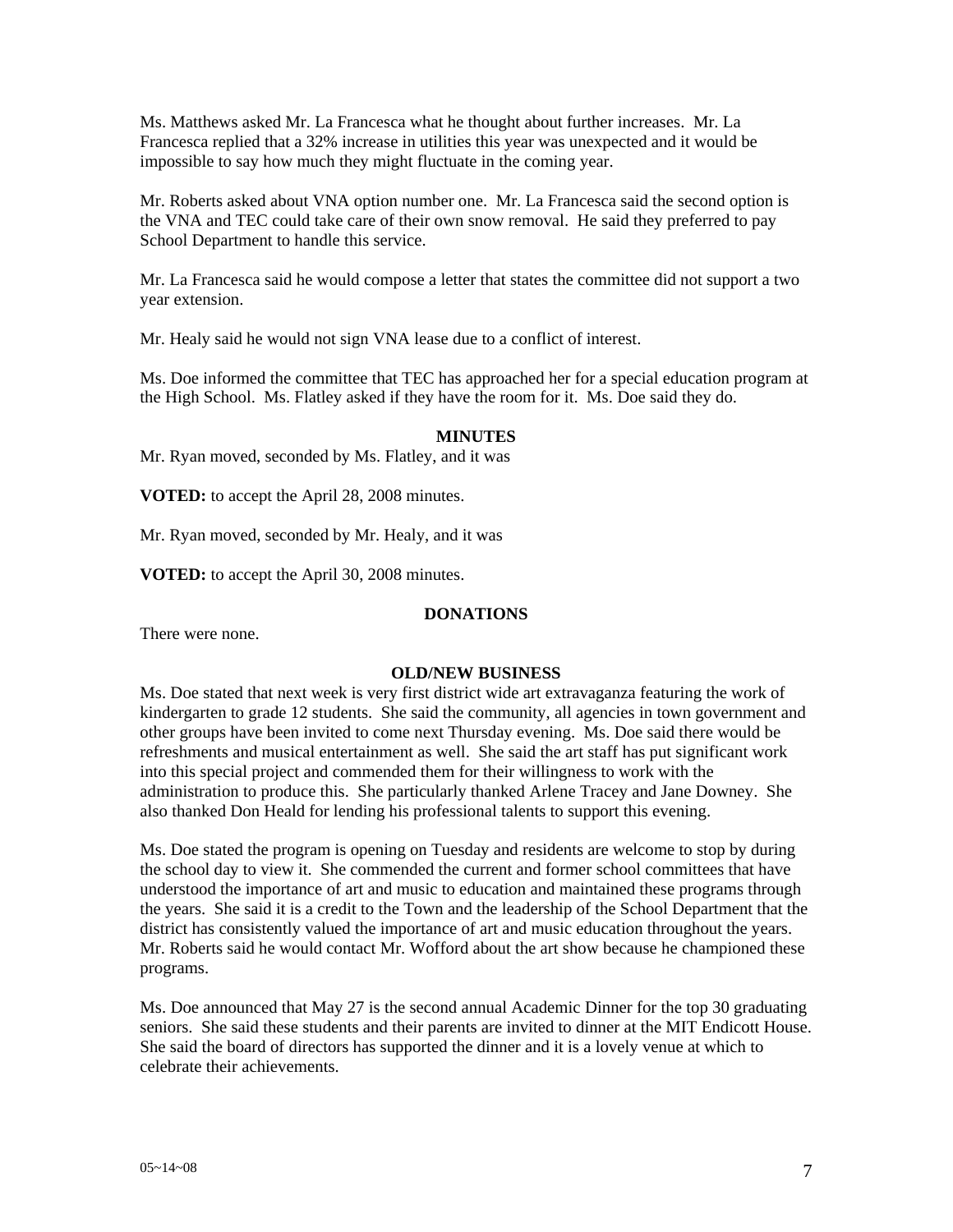Ms. Matthews asked Mr. La Francesca what he thought about further increases. Mr. La Francesca replied that a 32% increase in utilities this year was unexpected and it would be impossible to say how much they might fluctuate in the coming year.

Mr. Roberts asked about VNA option number one. Mr. La Francesca said the second option is the VNA and TEC could take care of their own snow removal. He said they preferred to pay School Department to handle this service.

Mr. La Francesca said he would compose a letter that states the committee did not support a two year extension.

Mr. Healy said he would not sign VNA lease due to a conflict of interest.

Ms. Doe informed the committee that TEC has approached her for a special education program at the High School. Ms. Flatley asked if they have the room for it. Ms. Doe said they do.

## MINUTES

Mr. Ryan moved, seconded by Ms. Flatley, and it was

**VOTED:** to accept the April 28, 2008 minutes.

Mr. Ryan moved, seconded by Mr. Healy, and it was

**VOTED:** to accept the April 30, 2008 minutes.

## DONATIONS

There were none.

## OLD/NEW BUSINESS

Ms. Doe stated that next week is very first district wide art extravaganza featuring the work of kindergarten to grade 12 students. She said the community, all agencies in town government and other groups have been invited to come next Thursday evening. Ms. Doe said there would be refreshments and musical entertainment as well. She said the art staff has put significant work into this special project and commended them for their willingness to work with the administration to produce this. She particularly thanked Arlene Tracey and Jane Downey. She also thanked Don Heald for lending his professional talents to support this evening.

Ms. Doe stated the program is opening on Tuesday and residents are welcome to stop by during the school day to view it. She commended the current and former school committees that have understood the importance of art and music to education and maintained these programs through the years. She said it is a credit to the Town and the leadership of the School Department that the district has consistently valued the importance of art and music education throughout the years. Mr. Roberts said he would contact Mr. Wofford about the art show because he championed these programs.

Ms. Doe announced that May 27 is the second annual Academic Dinner for the top 30 graduating seniors. She said these students and their parents are invited to dinner at the MIT Endicott House. She said the board of directors has supported the dinner and it is a lovely venue at which to celebrate their achievements.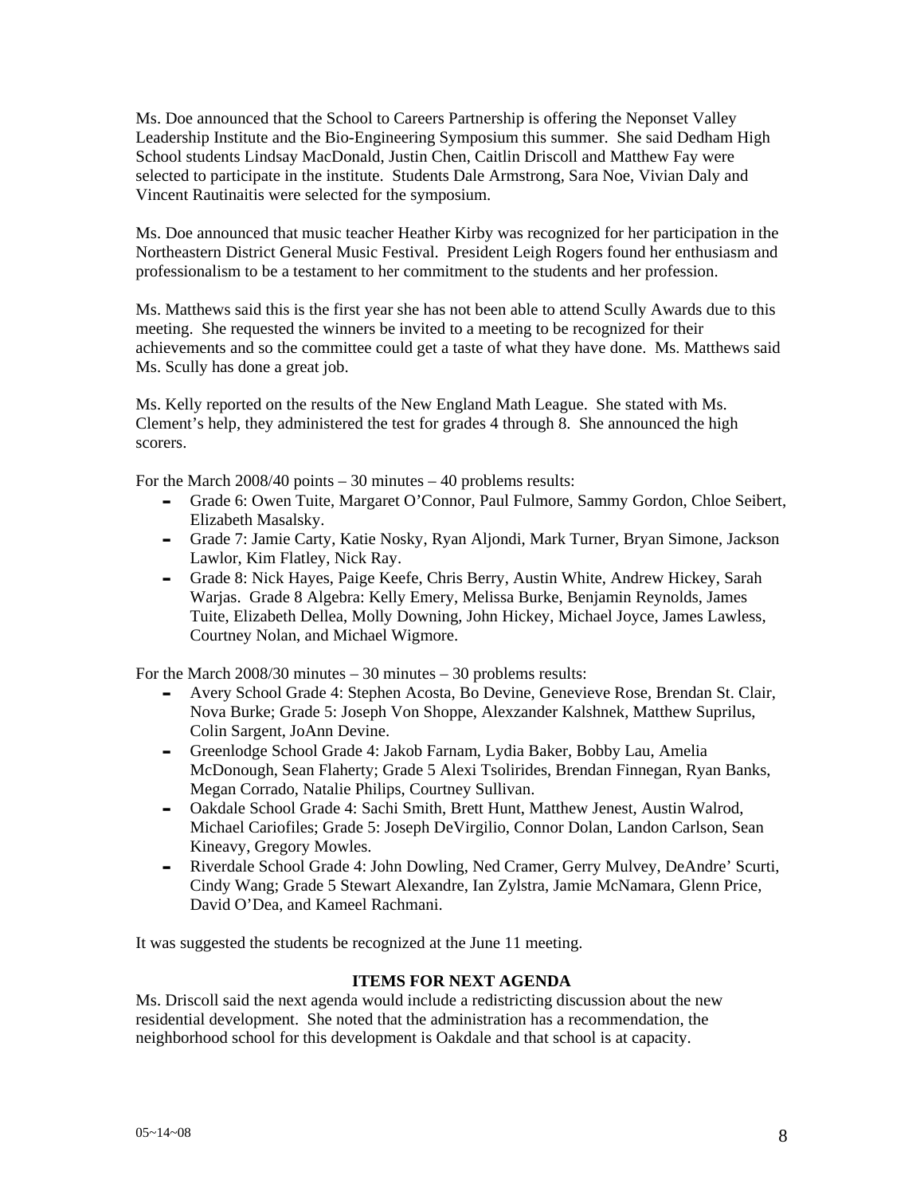Ms. Doe announced that the School to Careers Partnership is offering the Neponset Valley Leadership Institute and the Bio-Engineering Symposium this summer. She said Dedham High School students Lindsay MacDonald, Justin Chen, Caitlin Driscoll and Matthew Fay were selected to participate in the institute. Students Dale Armstrong, Sara Noe, Vivian Daly and Vincent Rautinaitis were selected for the symposium.

Ms. Doe announced that music teacher Heather Kirby was recognized for her participation in the Northeastern District General Music Festival. President Leigh Rogers found her enthusiasm and professionalism to be a testament to her commitment to the students and her profession.

Ms. Matthews said this is the first year she has not been able to attend Scully Awards due to this meeting. She requested the winners be invited to a meeting to be recognized for their achievements and so the committee could get a taste of what they have done. Ms. Matthews said Ms. Scully has done a great job.

Ms. Kelly reported on the results of the New England Math League. She stated with Ms. Clement's help, they administered the test for grades 4 through 8. She announced the high scorers.

For the March 2008/40 points – 30 minutes – 40 problems results:

- Grade 6: Owen Tuite, Margaret O'Connor, Paul Fulmore, Sammy Gordon, Chloe Seibert, Elizabeth Masalsky.
- Grade 7: Jamie Carty, Katie Nosky, Ryan Aljondi, Mark Turner, Bryan Simone, Jackson Lawlor, Kim Flatley, Nick Ray.
- Grade 8: Nick Hayes, Paige Keefe, Chris Berry, Austin White, Andrew Hickey, Sarah Warjas. Grade 8 Algebra: Kelly Emery, Melissa Burke, Benjamin Reynolds, James Tuite, Elizabeth Dellea, Molly Downing, John Hickey, Michael Joyce, James Lawless, Courtney Nolan, and Michael Wigmore.

For the March 2008/30 minutes – 30 minutes – 30 problems results:

- Avery School Grade 4: Stephen Acosta, Bo Devine, Genevieve Rose, Brendan St. Clair, Nova Burke; Grade 5: Joseph Von Shoppe, Alexzander Kalshnek, Matthew Suprilus, Colin Sargent, JoAnn Devine.
- Greenlodge School Grade 4: Jakob Farnam, Lydia Baker, Bobby Lau, Amelia McDonough, Sean Flaherty; Grade 5 Alexi Tsolirides, Brendan Finnegan, Ryan Banks, Megan Corrado, Natalie Philips, Courtney Sullivan.
- Oakdale School Grade 4: Sachi Smith, Brett Hunt, Matthew Jenest, Austin Walrod, Michael Cariofiles; Grade 5: Joseph DeVirgilio, Connor Dolan, Landon Carlson, Sean Kineavy, Gregory Mowles.
- Riverdale School Grade 4: John Dowling, Ned Cramer, Gerry Mulvey, DeAndre' Scurti, Cindy Wang; Grade 5 Stewart Alexandre, Ian Zylstra, Jamie McNamara, Glenn Price, David O'Dea, and Kameel Rachmani.

It was suggested the students be recognized at the June 11 meeting.

## ITEMS FOR NEXT AGENDA

Ms. Driscoll said the next agenda would include a redistricting discussion about the new residential development. She noted that the administration has a recommendation, the neighborhood school for this development is Oakdale and that school is at capacity.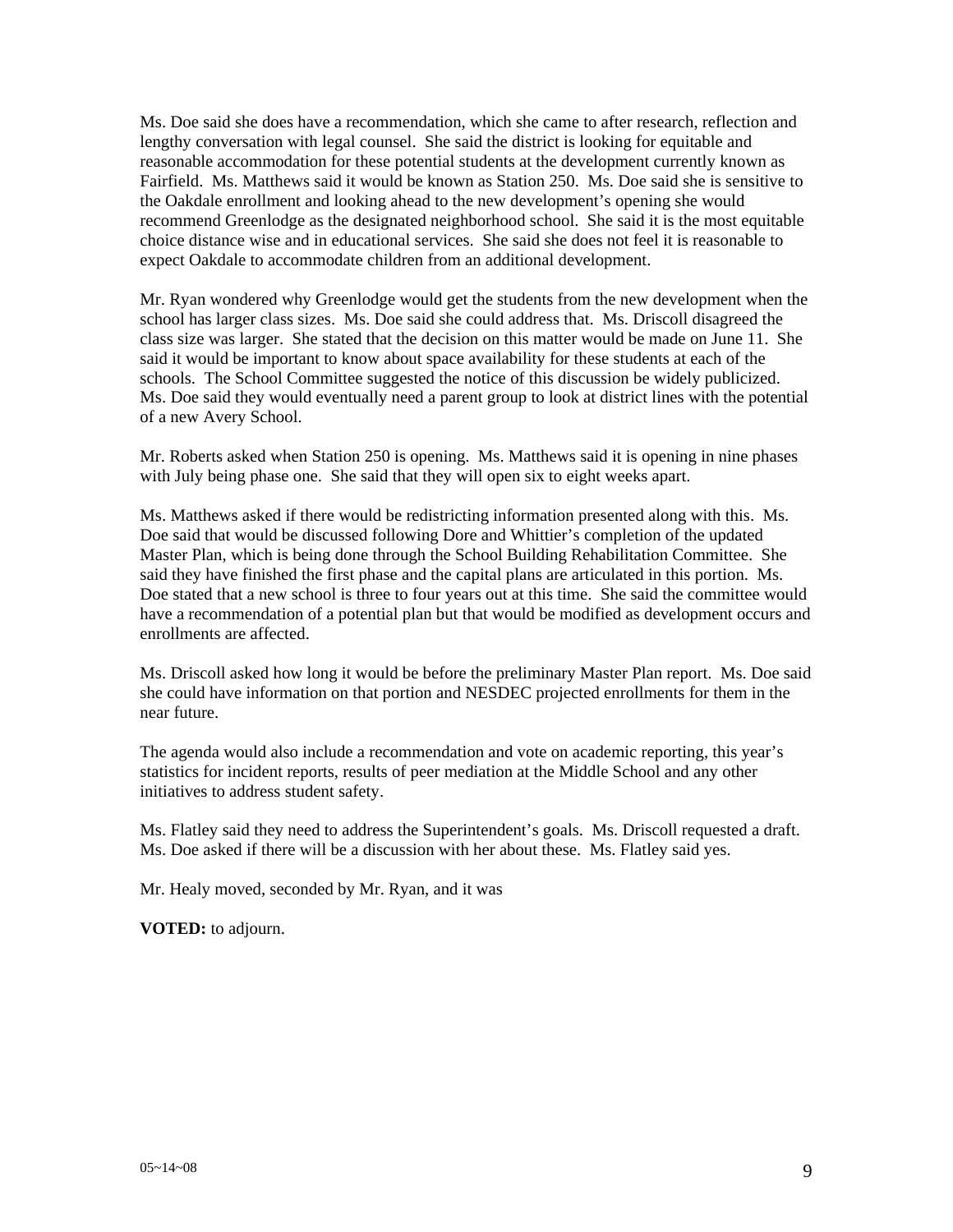Ms. Doe said she does have a recommendation, which she came to after research, reflection and lengthy conversation with legal counsel. She said the district is looking for equitable and reasonable accommodation for these potential students at the development currently known as Fairfield. Ms. Matthews said it would be known as Station 250. Ms. Doe said she is sensitive to the Oakdale enrollment and looking ahead to the new development's opening she would recommend Greenlodge as the designated neighborhood school. She said it is the most equitable choice distance wise and in educational services. She said she does not feel it is reasonable to expect Oakdale to accommodate children from an additional development.

Mr. Ryan wondered why Greenlodge would get the students from the new development when the school has larger class sizes. Ms. Doe said she could address that. Ms. Driscoll disagreed the class size was larger. She stated that the decision on this matter would be made on June 11. She said it would be important to know about space availability for these students at each of the schools. The School Committee suggested the notice of this discussion be widely publicized. Ms. Doe said they would eventually need a parent group to look at district lines with the potential of a new Avery School.

Mr. Roberts asked when Station 250 is opening. Ms. Matthews said it is opening in nine phases with July being phase one. She said that they will open six to eight weeks apart.

Ms. Matthews asked if there would be redistricting information presented along with this. Ms. Doe said that would be discussed following Dore and Whittier's completion of the updated Master Plan, which is being done through the School Building Rehabilitation Committee. She said they have finished the first phase and the capital plans are articulated in this portion. Ms. Doe stated that a new school is three to four years out at this time. She said the committee would have a recommendation of a potential plan but that would be modified as development occurs and enrollments are affected.

Ms. Driscoll asked how long it would be before the preliminary Master Plan report. Ms. Doe said she could have information on that portion and NESDEC projected enrollments for them in the near future.

The agenda would also include a recommendation and vote on academic reporting, this year's statistics for incident reports, results of peer mediation at the Middle School and any other initiatives to address student safety.

Ms. Flatley said they need to address the Superintendent's goals. Ms. Driscoll requested a draft. Ms. Doe asked if there will be a discussion with her about these. Ms. Flatley said yes.

Mr. Healy moved, seconded by Mr. Ryan, and it was

**VOTED:** to adjourn.

05~14~08